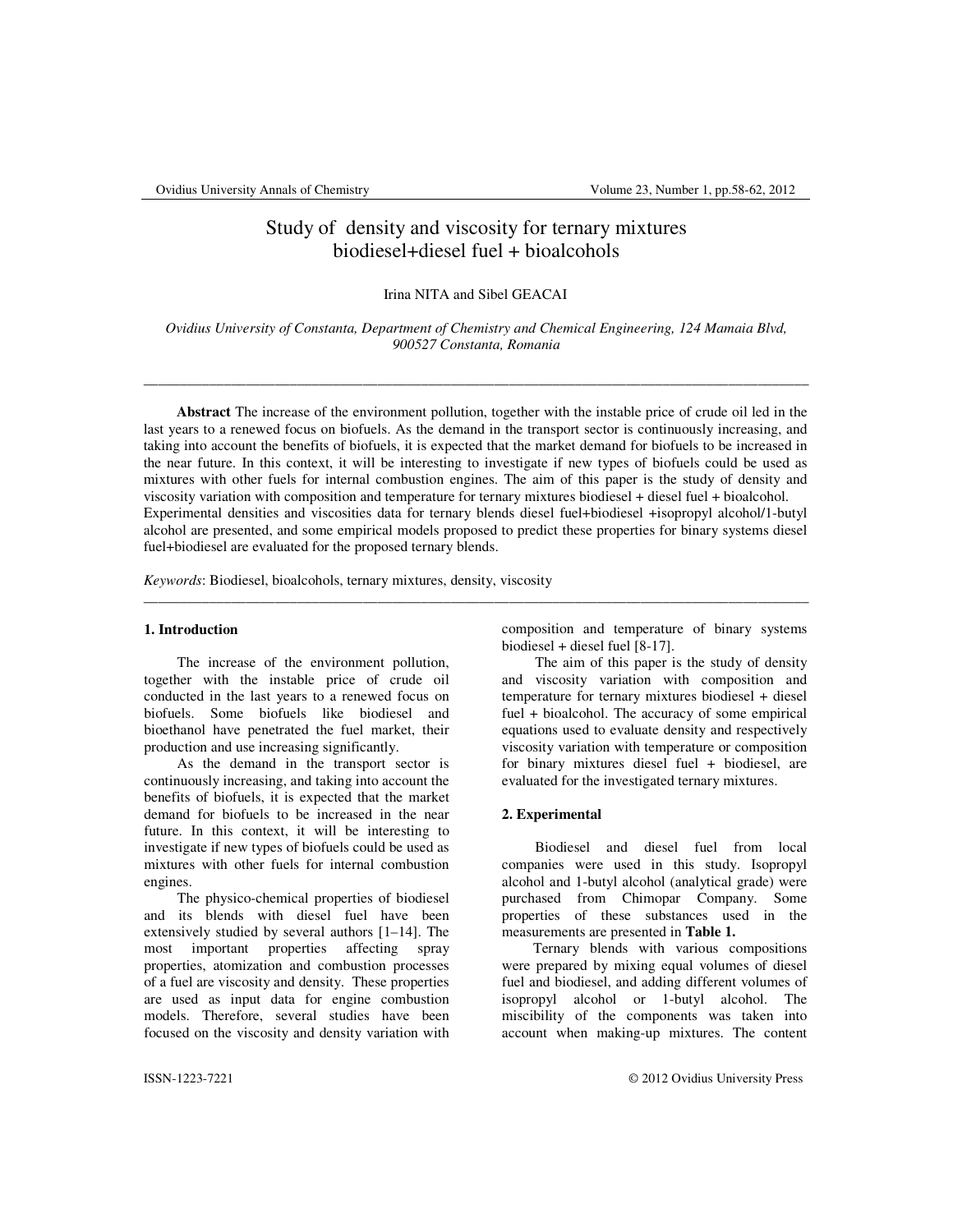# Study of density and viscosity for ternary mixtures biodiesel+diesel fuel + bioalcohols

Irina NITA and Sibel GEACAI

*Ovidius University of Constanta, Department of Chemistry and Chemical Engineering, 124 Mamaia Blvd, 900527 Constanta, Romania*

---

**Abstract** The increase of the environment pollution, together with the instable price of crude oil led in the last years to a renewed focus on biofuels. As the demand in the transport sector is continuously increasing, and taking into account the benefits of biofuels, it is expected that the market demand for biofuels to be increased in the near future. In this context, it will be interesting to investigate if new types of biofuels could be used as mixtures with other fuels for internal combustion engines. The aim of this paper is the study of density and viscosity variation with composition and temperature for ternary mixtures biodiesel + diesel fuel + bioalcohol. Experimental densities and viscosities data for ternary blends diesel fuel+biodiesel +isopropyl alcohol/1-butyl alcohol are presented, and some empirical models proposed to predict these properties for binary systems diesel fuel+biodiesel are evaluated for the proposed ternary blends.

*Keywords*: Biodiesel, bioalcohols, ternary mixtures, density, viscosity

---

## 1. Introduction

The increase of the environment pollution, together with the instable price of crude oil conducted in the last years to a renewed focus on biofuels. Some biofuels like biodiesel and bioethanol have penetrated the fuel market, their production and use increasing significantly.

As the demand in the transport sector is continuously increasing, and taking into account the benefits of biofuels, it is expected that the market demand for biofuels to be increased in the near future. In this context, it will be interesting to investigate if new types of biofuels could be used as mixtures with other fuels for internal combustion engines.

The physico-chemical properties of biodiesel and its blends with diesel fuel have been extensively studied by several authors [1–14]. The most important properties affecting spray properties, atomization and combustion processes of a fuel are viscosity and density. These properties are used as input data for engine combustion models. Therefore, several studies have been focused on the viscosity and density variation with composition and temperature of binary systems biodiesel + diesel fuel [8-17].

The aim of this paper is the study of density and viscosity variation with composition and temperature for ternary mixtures biodiesel + diesel fuel + bioalcohol. The accuracy of some empirical equations used to evaluate density and respectively viscosity variation with temperature or composition for binary mixtures diesel fuel + biodiesel, are evaluated for the investigated ternary mixtures.

## 2. Experimental

Biodiesel and diesel fuel from local companies were used in this study. Isopropyl alcohol and 1-butyl alcohol (analytical grade) were purchased from Chimopar Company. Some properties of these substances used in the measurements are presented in **Table 1.**

Ternary blends with various compositions were prepared by mixing equal volumes of diesel fuel and biodiesel, and adding different volumes of isopropyl alcohol or 1-butyl alcohol. The miscibility of the components was taken into account when making-up mixtures. The content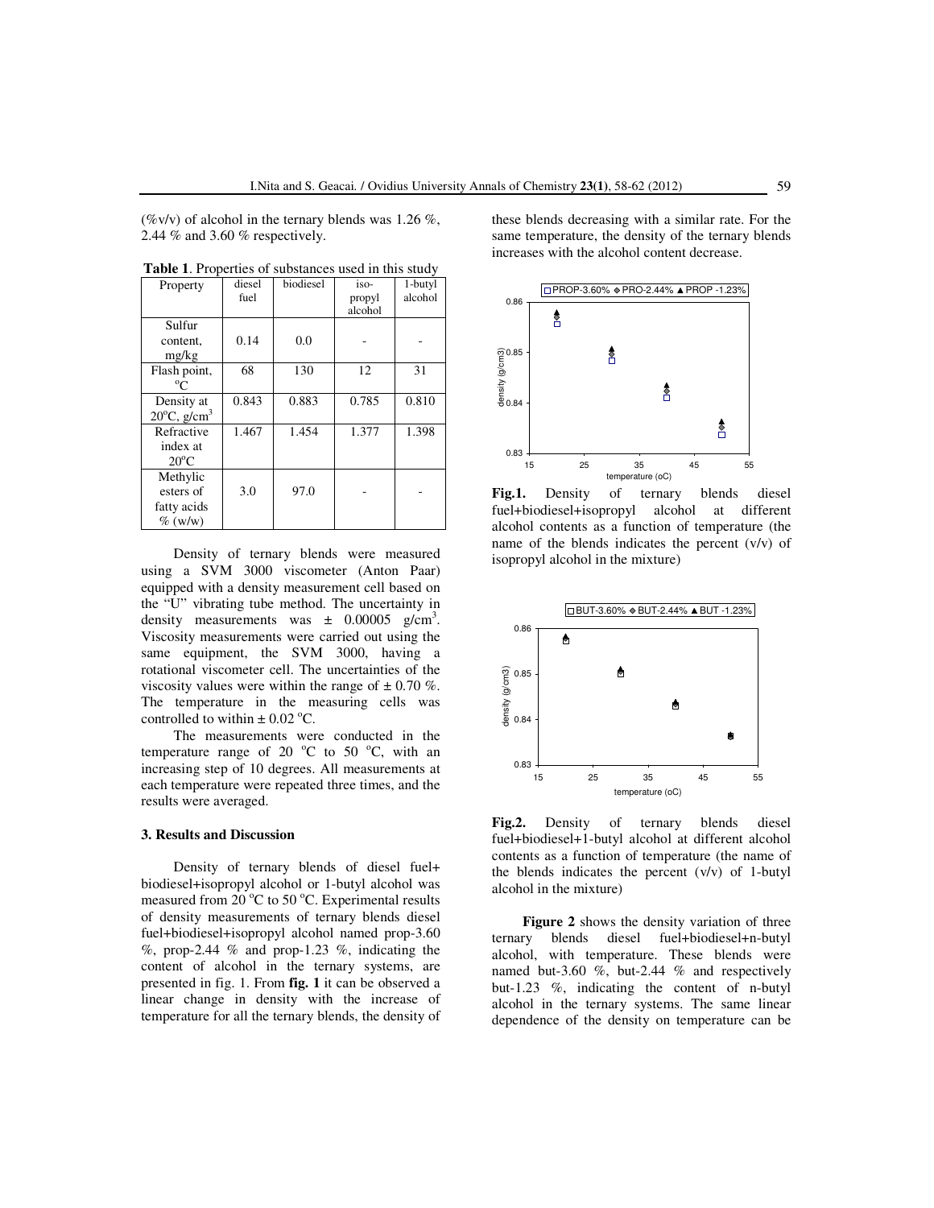(%v/v) of alcohol in the ternary blends was 1.26 %, 2.44 % and 3.60 % respectively.

**Table 1**. Properties of substances used in this study

| Property | diesel fuel | biodiesel | iso-propyl alcohol | 1-butyl alcohol |
|---|---|---|---|---|
| Sulfur content, mg/kg | 0.14 | 0.0 | - | - |
| Flash point, $^{o}$C | 68 | 130 | 12 | 31 |
| Density at 20$^{o}$C, g/cm$^{3}$ | 0.843 | 0.883 | 0.785 | 0.810 |
| Refractive index at 20$^{o}$C | 1.467 | 1.454 | 1.377 | 1.398 |
| Methylic esters of fatty acids % (w/w) | 3.0 | 97.0 | - | - |

Density of ternary blends were measured using a SVM 3000 viscometer (Anton Paar) equipped with a density measurement cell based on the "U" vibrating tube method. The uncertainty in density measurements was ± 0.00005 g/cm$^{3}$. Viscosity measurements were carried out using the same equipment, the SVM 3000, having a rotational viscometer cell. The uncertainties of the viscosity values were within the range of ± 0.70 %. The temperature in the measuring cells was controlled to within ± 0.02 $^{o}$C.

The measurements were conducted in the temperature range of 20 $^{o}$C to 50 $^{o}$C, with an increasing step of 10 degrees. All measurements at each temperature were repeated three times, and the results were averaged.

### 3. Results and Discussion

Density of ternary blends of diesel fuel+ biodiesel+isopropyl alcohol or 1-butyl alcohol was measured from 20 $^{o}$C to 50 $^{o}$C. Experimental results of density measurements of ternary blends diesel fuel+biodiesel+isopropyl alcohol named prop-3.60 %, prop-2.44 % and prop-1.23 %, indicating the content of alcohol in the ternary systems, are presented in fig. 1. From **fig. 1** it can be observed a linear change in density with the increase of temperature for all the ternary blends, the density of these blends decreasing with a similar rate. For the same temperature, the density of the ternary blends increases with the alcohol content decrease.

**Fig.1.** Density of ternary blends diesel fuel+biodiesel+isopropyl alcohol at different alcohol contents as a function of temperature (the name of the blends indicates the percent (v/v) of isopropyl alcohol in the mixture)

**Fig.2.** Density of ternary blends diesel fuel+biodiesel+1-butyl alcohol at different alcohol contents as a function of temperature (the name of the blends indicates the percent (v/v) of 1-butyl alcohol in the mixture)

**Figure 2** shows the density variation of three ternary blends diesel fuel+biodiesel+n-butyl alcohol, with temperature. These blends were named but-3.60 %, but-2.44 % and respectively but-1.23 %, indicating the content of n-butyl alcohol in the ternary systems. The same linear dependence of the density on temperature can be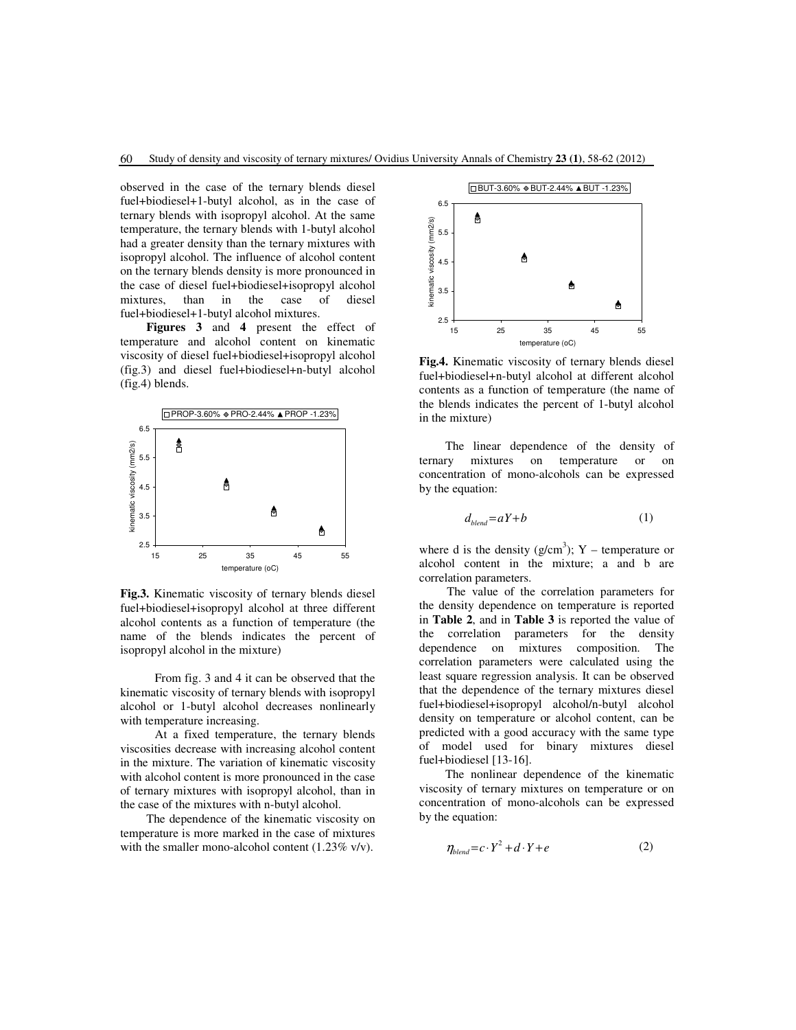observed in the case of the ternary blends diesel fuel+biodiesel+1-butyl alcohol, as in the case of ternary blends with isopropyl alcohol. At the same temperature, the ternary blends with 1-butyl alcohol had a greater density than the ternary mixtures with isopropyl alcohol. The influence of alcohol content on the ternary blends density is more pronounced in the case of diesel fuel+biodiesel+isopropyl alcohol mixtures, than in the case of diesel fuel+biodiesel+1-butyl alcohol mixtures.

**Figures 3** and **4** present the effect of temperature and alcohol content on kinematic viscosity of diesel fuel+biodiesel+isopropyl alcohol (fig.3) and diesel fuel+biodiesel+n-butyl alcohol (fig.4) blends.

**Fig.3.** Kinematic viscosity of ternary blends diesel fuel+biodiesel+isopropyl alcohol at three different alcohol contents as a function of temperature (the name of the blends indicates the percent of isopropyl alcohol in the mixture)

From fig. 3 and 4 it can be observed that the kinematic viscosity of ternary blends with isopropyl alcohol or 1-butyl alcohol decreases nonlinearly with temperature increasing.

At a fixed temperature, the ternary blends viscosities decrease with increasing alcohol content in the mixture. The variation of kinematic viscosity with alcohol content is more pronounced in the case of ternary mixtures with isopropyl alcohol, than in the case of the mixtures with n-butyl alcohol.

The dependence of the kinematic viscosity on temperature is more marked in the case of mixtures with the smaller mono-alcohol content (1.23% v/v).

**Fig.4.** Kinematic viscosity of ternary blends diesel fuel+biodiesel+n-butyl alcohol at different alcohol contents as a function of temperature (the name of the blends indicates the percent of 1-butyl alcohol in the mixture)

The linear dependence of the density of ternary mixtures on temperature or on concentration of mono-alcohols can be expressed by the equation:

$$d_{blend} = aY + b \qquad (1)$$

where d is the density (g/cm$^3$); Y – temperature or alcohol content in the mixture; a and b are correlation parameters.

The value of the correlation parameters for the density dependence on temperature is reported in **Table 2**, and in **Table 3** is reported the value of the correlation parameters for the density dependence on mixtures composition. The correlation parameters were calculated using the least square regression analysis. It can be observed that the dependence of the ternary mixtures diesel fuel+biodiesel+isopropyl alcohol/n-butyl alcohol density on temperature or alcohol content, can be predicted with a good accuracy with the same type of model used for binary mixtures diesel fuel+biodiesel [13-16].

The nonlinear dependence of the kinematic viscosity of ternary mixtures on temperature or on concentration of mono-alcohols can be expressed by the equation:

$$\eta_{blend} = c \cdot Y^2 + d \cdot Y + e \qquad (2)$$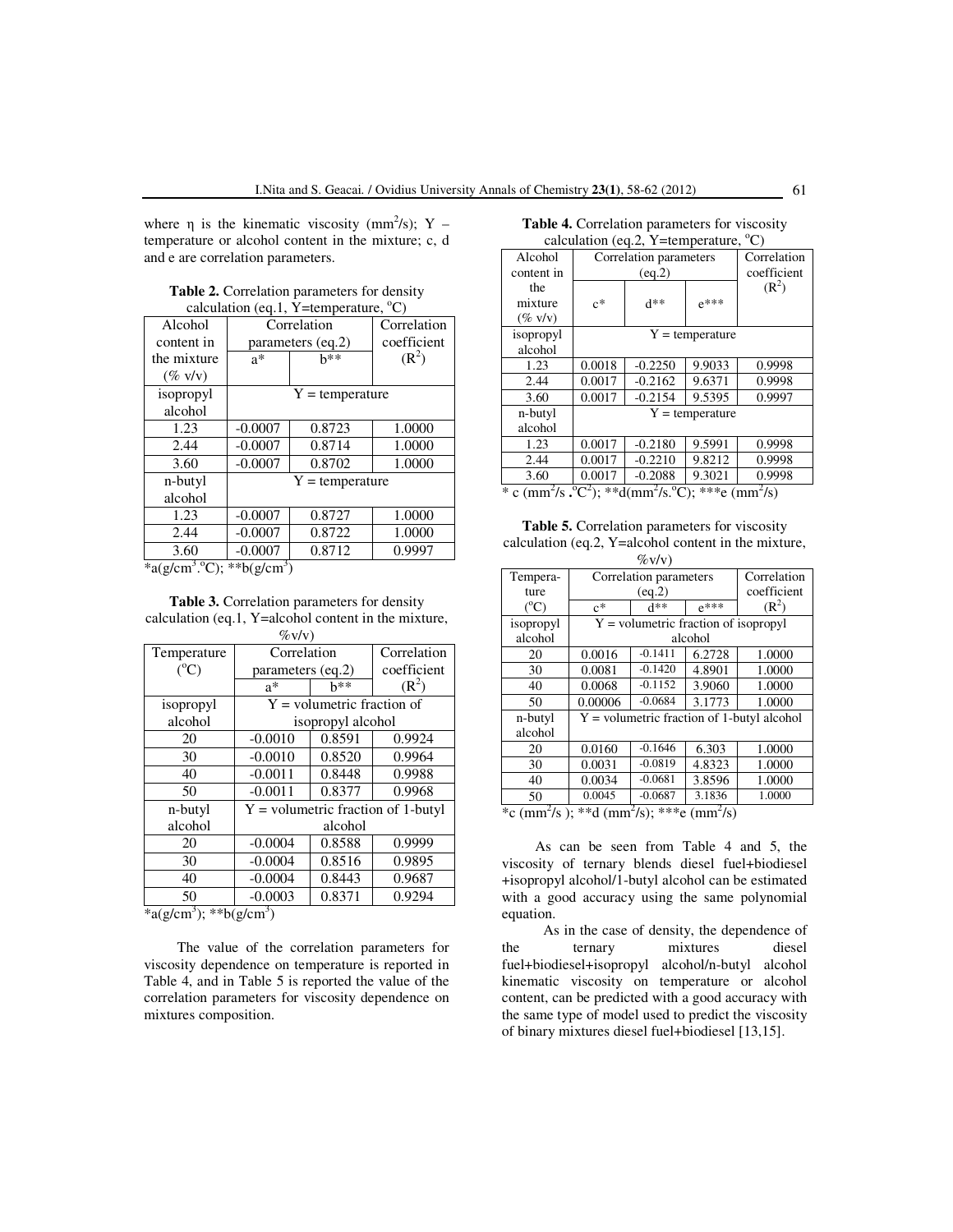where η is the kinematic viscosity ($mm^2/s$); Y – temperature or alcohol content in the mixture; c, d and e are correlation parameters.

**Table 2.** Correlation parameters for density calculation (eq.1, Y=temperature, °C)

| Alcohol content in the mixture (% v/v) | Correlation parameters (eq.2) | | Correlation coefficient ($R^2$) |
|---|---|---|---|
| | a* | b** | |
| isopropyl alcohol | Y = temperature | | |
| 1.23 | -0.0007 | 0.8723 | 1.0000 |
| 2.44 | -0.0007 | 0.8714 | 1.0000 |
| 3.60 | -0.0007 | 0.8702 | 1.0000 |
| n-butyl alcohol | Y = temperature | | |
| 1.23 | -0.0007 | 0.8727 | 1.0000 |
| 2.44 | -0.0007 | 0.8722 | 1.0000 |
| 3.60 | -0.0007 | 0.8712 | 0.9997 |

*a($g/cm^3.{}^oC$); **b($g/cm^3$)

**Table 3.** Correlation parameters for density calculation (eq.1, Y=alcohol content in the mixture, %v/v)

| Temperature (°C) | Correlation parameters (eq.2) | | Correlation coefficient |
|---|---|---|---|
| | a* | b** | ($R^2$) |
| isopropyl alcohol | Y = volumetric fraction of isopropyl alcohol | | |
| 20 | -0.0010 | 0.8591 | 0.9924 |
| 30 | -0.0010 | 0.8520 | 0.9964 |
| 40 | -0.0011 | 0.8448 | 0.9988 |
| 50 | -0.0011 | 0.8377 | 0.9968 |
| n-butyl alcohol | Y = volumetric fraction of 1-butyl alcohol | | |
| 20 | -0.0004 | 0.8588 | 0.9999 |
| 30 | -0.0004 | 0.8516 | 0.9895 |
| 40 | -0.0004 | 0.8443 | 0.9687 |
| 50 | -0.0003 | 0.8371 | 0.9294 |

*a($g/cm^3$); **b($g/cm^3$)

The value of the correlation parameters for viscosity dependence on temperature is reported in Table 4, and in Table 5 is reported the value of the correlation parameters for viscosity dependence on mixtures composition.

**Table 4.** Correlation parameters for viscosity calculation (eq.2, Y=temperature, °C)

| Alcohol content in the mixture (% v/v) | Correlation parameters (eq.2) | | | Correlation coefficient ($R^2$) |
|---|---|---|---|---|
| | c* | d** | e*** | |
| isopropyl alcohol | Y = temperature | | | |
| 1.23 | 0.0018 | -0.2250 | 9.9033 | 0.9998 |
| 2.44 | 0.0017 | -0.2162 | 9.6371 | 0.9998 |
| 3.60 | 0.0017 | -0.2154 | 9.5395 | 0.9997 |
| n-butyl alcohol | Y = temperature | | | |
| 1.23 | 0.0017 | -0.2180 | 9.5991 | 0.9998 |
| 2.44 | 0.0017 | -0.2210 | 9.8212 | 0.9998 |
| 3.60 | 0.0017 | -0.2088 | 9.3021 | 0.9998 |

* c ($mm^2/s\ .{}^oC^2$); **d($mm^2/s.{}^oC$); ***e ($mm^2/s$)

**Table 5.** Correlation parameters for viscosity calculation (eq.2, Y=alcohol content in the mixture, %v/v)

| Temperature (°C) | Correlation parameters (eq.2) | | | Correlation coefficient |
|---|---|---|---|---|
| | c* | d** | e*** | ($R^2$) |
| isopropyl alcohol | Y = volumetric fraction of isopropyl alcohol | | | |
| 20 | 0.0016 | -0.1411 | 6.2728 | 1.0000 |
| 30 | 0.0081 | -0.1420 | 4.8901 | 1.0000 |
| 40 | 0.0068 | -0.1152 | 3.9060 | 1.0000 |
| 50 | 0.00006 | -0.0684 | 3.1773 | 1.0000 |
| n-butyl alcohol | Y = volumetric fraction of 1-butyl alcohol | | | |
| 20 | 0.0160 | -0.1646 | 6.303 | 1.0000 |
| 30 | 0.0031 | -0.0819 | 4.8323 | 1.0000 |
| 40 | 0.0034 | -0.0681 | 3.8596 | 1.0000 |
| 50 | 0.0045 | -0.0687 | 3.1836 | 1.0000 |

*c ($mm^2/s$ ); **d ($mm^2/s$); ***e ($mm^2/s$)

As can be seen from Table 4 and 5, the viscosity of ternary blends diesel fuel+biodiesel +isopropyl alcohol/1-butyl alcohol can be estimated with a good accuracy using the same polynomial equation.

As in the case of density, the dependence of the ternary mixtures diesel fuel+biodiesel+isopropyl alcohol/n-butyl alcohol kinematic viscosity on temperature or alcohol content, can be predicted with a good accuracy with the same type of model used to predict the viscosity of binary mixtures diesel fuel+biodiesel [13,15].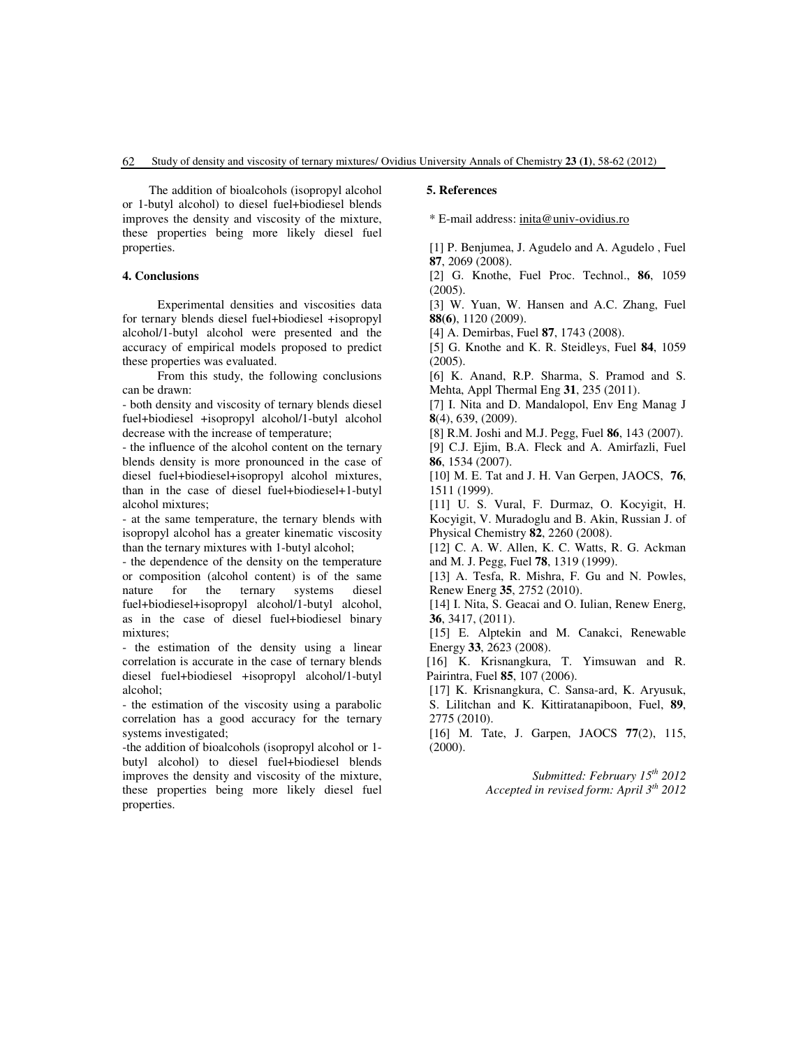The addition of bioalcohols (isopropyl alcohol or 1-butyl alcohol) to diesel fuel+biodiesel blends improves the density and viscosity of the mixture, these properties being more likely diesel fuel properties.

## 4. Conclusions

Experimental densities and viscosities data for ternary blends diesel fuel+biodiesel +isopropyl alcohol/1-butyl alcohol were presented and the accuracy of empirical models proposed to predict these properties was evaluated.

From this study, the following conclusions can be drawn:

- both density and viscosity of ternary blends diesel fuel+biodiesel +isopropyl alcohol/1-butyl alcohol decrease with the increase of temperature;
- the influence of the alcohol content on the ternary blends density is more pronounced in the case of diesel fuel+biodiesel+isopropyl alcohol mixtures, than in the case of diesel fuel+biodiesel+1-butyl alcohol mixtures;
- at the same temperature, the ternary blends with isopropyl alcohol has a greater kinematic viscosity than the ternary mixtures with 1-butyl alcohol;
- the dependence of the density on the temperature or composition (alcohol content) is of the same nature for the ternary systems diesel fuel+biodiesel+isopropyl alcohol/1-butyl alcohol, as in the case of diesel fuel+biodiesel binary mixtures;
- the estimation of the density using a linear correlation is accurate in the case of ternary blends diesel fuel+biodiesel +isopropyl alcohol/1-butyl alcohol;
- the estimation of the viscosity using a parabolic correlation has a good accuracy for the ternary systems investigated;
- the addition of bioalcohols (isopropyl alcohol or 1-butyl alcohol) to diesel fuel+biodiesel blends improves the density and viscosity of the mixture, these properties being more likely diesel fuel properties.

## 5. References

* E-mail address: inita@univ-ovidius.ro

[1] P. Benjumea, J. Agudelo and A. Agudelo , Fuel **87**, 2069 (2008).
[2] G. Knothe, Fuel Proc. Technol., **86**, 1059 (2005).
[3] W. Yuan, W. Hansen and A.C. Zhang, Fuel **88(6)**, 1120 (2009).
[4] A. Demirbas, Fuel **87**, 1743 (2008).
[5] G. Knothe and K. R. Steidleys, Fuel **84**, 1059 (2005).
[6] K. Anand, R.P. Sharma, S. Pramod and S. Mehta, Appl Thermal Eng **31**, 235 (2011).
[7] I. Nita and D. Mandalopol, Env Eng Manag J **8**(4), 639, (2009).
[8] R.M. Joshi and M.J. Pegg, Fuel **86**, 143 (2007).
[9] C.J. Ejim, B.A. Fleck and A. Amirfazli, Fuel **86**, 1534 (2007).
[10] M. E. Tat and J. H. Van Gerpen, JAOCS, **76**, 1511 (1999).
[11] U. S. Vural, F. Durmaz, O. Kocyigit, H. Kocyigit, V. Muradoglu and B. Akin, Russian J. of Physical Chemistry **82**, 2260 (2008).
[12] C. A. W. Allen, K. C. Watts, R. G. Ackman and M. J. Pegg, Fuel **78**, 1319 (1999).
[13] A. Tesfa, R. Mishra, F. Gu and N. Powles, Renew Energ **35**, 2752 (2010).
[14] I. Nita, S. Geacai and O. Iulian, Renew Energ, **36**, 3417, (2011).
[15] E. Alptekin and M. Canakci, Renewable Energy **33**, 2623 (2008).
[16] K. Krisnangkura, T. Yimsuwan and R. Pairintra, Fuel **85**, 107 (2006).
[17] K. Krisnangkura, C. Sansa-ard, K. Aryusuk, S. Lilitchan and K. Kittiratanapiboon, Fuel, **89**, 2775 (2010).
[16] M. Tate, J. Garpen, JAOCS **77**(2), 115, (2000).

*Submitted: February 15th 2012*
*Accepted in revised form: April 3rd 2012*